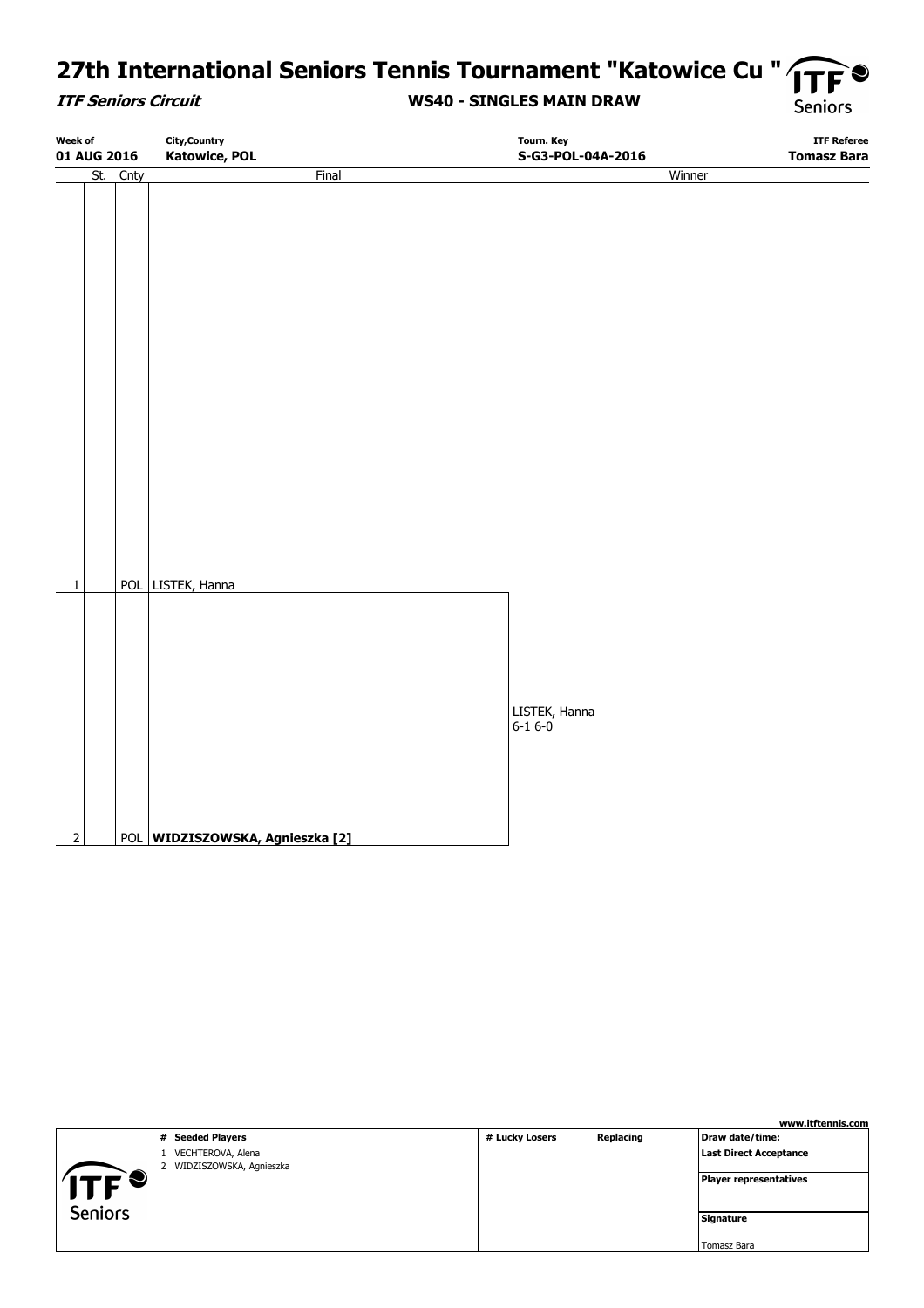# 27th International Seniors Tennis Tournament "Katowice Cu "

***ITF Seniors Circuit***

**WS40 - SINGLES MAIN DRAW**

| Week of | City,Country | Tourn. Key | ITF Referee |
|---|---|---|---|
| **01 AUG 2016** | **Katowice, POL** | **S-G3-POL-04A-2016** | **Tomasz Bara** |

| | St. | Cnty | Final | Winner |
|---|---|---|---|---|
| 1 | | POL | LISTEK, Hanna | |
| | | | | LISTEK, Hanna |
| | | | | 6-1 6-0 |
| 2 | | POL | **WIDZISZOWSKA, Agnieszka [2]** | |

www.itftennis.com

| # Seeded Players | # Lucky Losers | Replacing | Draw date/time: |
|---|---|---|---|
| 1 VECHTEROVA, Alena | | | **Last Direct Acceptance** |
| 2 WIDZISZOWSKA, Agnieszka | | | **Player representatives** |
| | | | **Signature** |
| | | | Tomasz Bara |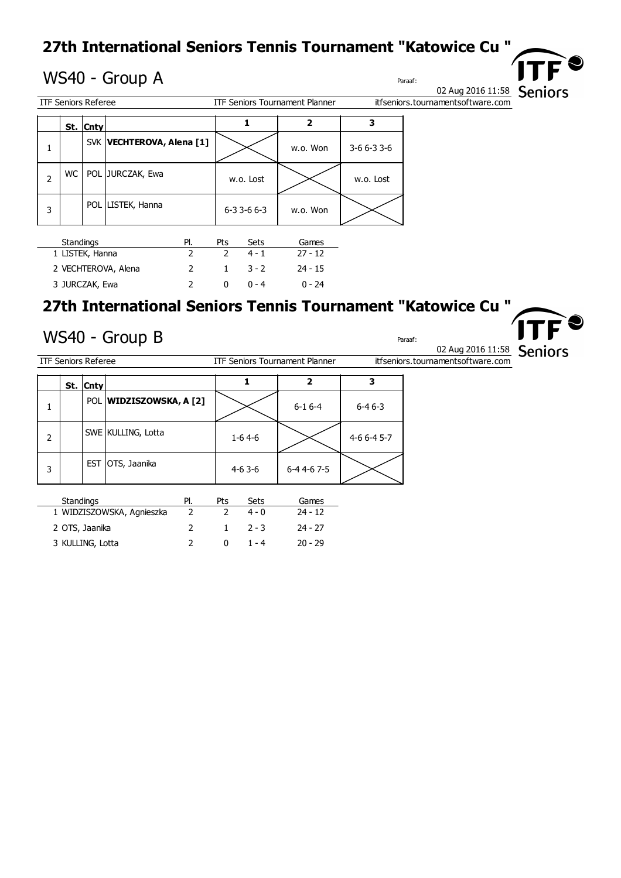# 27th International Seniors Tennis Tournament "Katowice Cu "

## WS40 - Group A

Paraaf:

02 Aug 2016 11:58

ITF Seniors Referee | ITF Seniors Tournament Planner | itfseniors.tournamentsoftware.com

| | St. | Cnty | | 1 | 2 | 3 |
|---|---|---|---|---|---|---|
| 1 | | SVK | **VECHTEROVA, Alena [1]** | | w.o. Won | 3-6 6-3 3-6 |
| 2 | WC | POL | JURCZAK, Ewa | w.o. Lost | | w.o. Lost |
| 3 | | POL | LISTEK, Hanna | 6-3 3-6 6-3 | w.o. Won | |

| Standings | Pl. | Pts | Sets | Games |
|---|---|---|---|---|
| 1 LISTEK, Hanna | 2 | 2 | 4 - 1 | 27 - 12 |
| 2 VECHTEROVA, Alena | 2 | 1 | 3 - 2 | 24 - 15 |
| 3 JURCZAK, Ewa | 2 | 0 | 0 - 4 | 0 - 24 |

# 27th International Seniors Tennis Tournament "Katowice Cu "

## WS40 - Group B

Paraaf:

02 Aug 2016 11:58

ITF Seniors Referee | ITF Seniors Tournament Planner | itfseniors.tournamentsoftware.com

| | St. | Cnty | | 1 | 2 | 3 |
|---|---|---|---|---|---|---|
| 1 | | POL | **WIDZISZOWSKA, A [2]** | | 6-1 6-4 | 6-4 6-3 |
| 2 | | SWE | KULLING, Lotta | 1-6 4-6 | | 4-6 6-4 5-7 |
| 3 | | EST | OTS, Jaanika | 4-6 3-6 | 6-4 4-6 7-5 | |

| Standings | Pl. | Pts | Sets | Games |
|---|---|---|---|---|
| 1 WIDZISZOWSKA, Agnieszka | 2 | 2 | 4 - 0 | 24 - 12 |
| 2 OTS, Jaanika | 2 | 1 | 2 - 3 | 24 - 27 |
| 3 KULLING, Lotta | 2 | 0 | 1 - 4 | 20 - 29 |